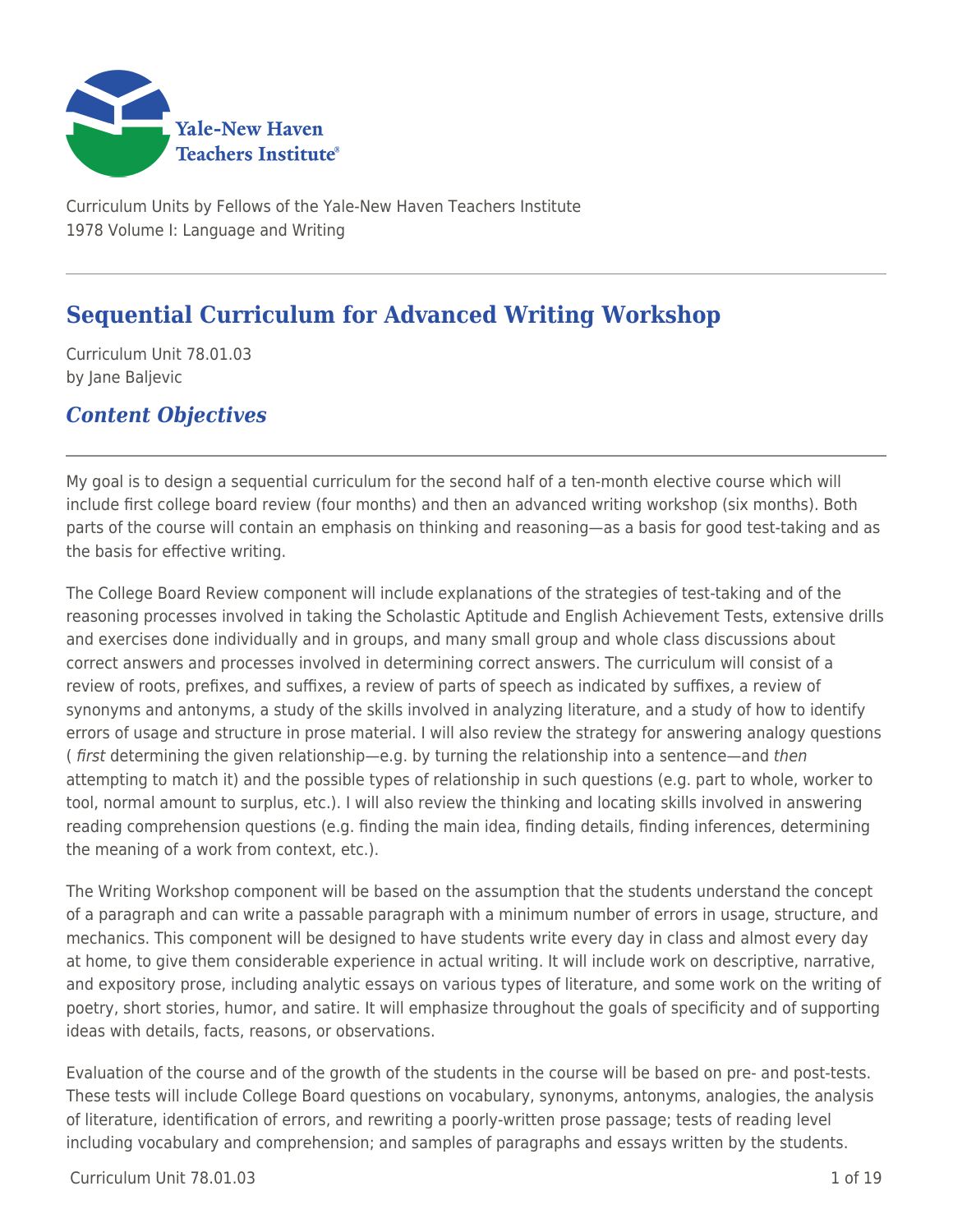Curriculum Units by Fellows of the Yale-New Haven Teachers Institute
1978 Volume I: Language and Writing

# Sequential Curriculum for Advanced Writing Workshop

Curriculum Unit 78.01.03
by Jane Baljevic

## *Content Objectives*

My goal is to design a sequential curriculum for the second half of a ten-month elective course which will include first college board review (four months) and then an advanced writing workshop (six months). Both parts of the course will contain an emphasis on thinking and reasoning—as a basis for good test-taking and as the basis for effective writing.

The College Board Review component will include explanations of the strategies of test-taking and of the reasoning processes involved in taking the Scholastic Aptitude and English Achievement Tests, extensive drills and exercises done individually and in groups, and many small group and whole class discussions about correct answers and processes involved in determining correct answers. The curriculum will consist of a review of roots, prefixes, and suffixes, a review of parts of speech as indicated by suffixes, a review of synonyms and antonyms, a study of the skills involved in analyzing literature, and a study of how to identify errors of usage and structure in prose material. I will also review the strategy for answering analogy questions ( *first* determining the given relationship—e.g. by turning the relationship into a sentence—and *then* attempting to match it) and the possible types of relationship in such questions (e.g. part to whole, worker to tool, normal amount to surplus, etc.). I will also review the thinking and locating skills involved in answering reading comprehension questions (e.g. finding the main idea, finding details, finding inferences, determining the meaning of a work from context, etc.).

The Writing Workshop component will be based on the assumption that the students understand the concept of a paragraph and can write a passable paragraph with a minimum number of errors in usage, structure, and mechanics. This component will be designed to have students write every day in class and almost every day at home, to give them considerable experience in actual writing. It will include work on descriptive, narrative, and expository prose, including analytic essays on various types of literature, and some work on the writing of poetry, short stories, humor, and satire. It will emphasize throughout the goals of specificity and of supporting ideas with details, facts, reasons, or observations.

Evaluation of the course and of the growth of the students in the course will be based on pre- and post-tests. These tests will include College Board questions on vocabulary, synonyms, antonyms, analogies, the analysis of literature, identification of errors, and rewriting a poorly-written prose passage; tests of reading level including vocabulary and comprehension; and samples of paragraphs and essays written by the students.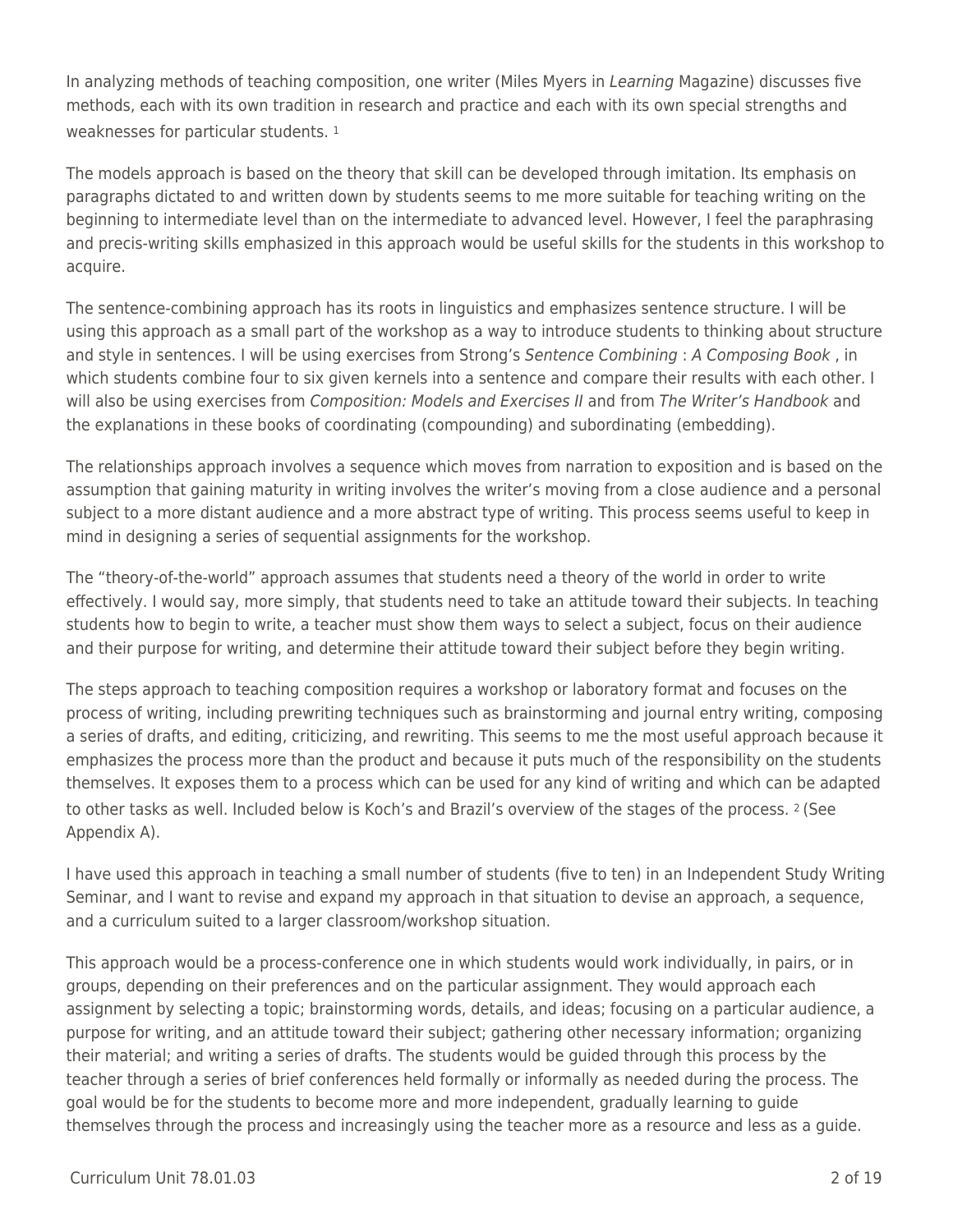In analyzing methods of teaching composition, one writer (Miles Myers in *Learning* Magazine) discusses five methods, each with its own tradition in research and practice and each with its own special strengths and weaknesses for particular students. [1]

The models approach is based on the theory that skill can be developed through imitation. Its emphasis on paragraphs dictated to and written down by students seems to me more suitable for teaching writing on the beginning to intermediate level than on the intermediate to advanced level. However, I feel the paraphrasing and precis-writing skills emphasized in this approach would be useful skills for the students in this workshop to acquire.

The sentence-combining approach has its roots in linguistics and emphasizes sentence structure. I will be using this approach as a small part of the workshop as a way to introduce students to thinking about structure and style in sentences. I will be using exercises from Strong's *Sentence Combining* : *A Composing Book* , in which students combine four to six given kernels into a sentence and compare their results with each other. I will also be using exercises from *Composition: Models and Exercises II* and from *The Writer's Handbook* and the explanations in these books of coordinating (compounding) and subordinating (embedding).

The relationships approach involves a sequence which moves from narration to exposition and is based on the assumption that gaining maturity in writing involves the writer's moving from a close audience and a personal subject to a more distant audience and a more abstract type of writing. This process seems useful to keep in mind in designing a series of sequential assignments for the workshop.

The "theory-of-the-world" approach assumes that students need a theory of the world in order to write effectively. I would say, more simply, that students need to take an attitude toward their subjects. In teaching students how to begin to write, a teacher must show them ways to select a subject, focus on their audience and their purpose for writing, and determine their attitude toward their subject before they begin writing.

The steps approach to teaching composition requires a workshop or laboratory format and focuses on the process of writing, including prewriting techniques such as brainstorming and journal entry writing, composing a series of drafts, and editing, criticizing, and rewriting. This seems to me the most useful approach because it emphasizes the process more than the product and because it puts much of the responsibility on the students themselves. It exposes them to a process which can be used for any kind of writing and which can be adapted to other tasks as well. Included below is Koch's and Brazil's overview of the stages of the process. [2] (See Appendix A).

I have used this approach in teaching a small number of students (five to ten) in an Independent Study Writing Seminar, and I want to revise and expand my approach in that situation to devise an approach, a sequence, and a curriculum suited to a larger classroom/workshop situation.

This approach would be a process-conference one in which students would work individually, in pairs, or in groups, depending on their preferences and on the particular assignment. They would approach each assignment by selecting a topic; brainstorming words, details, and ideas; focusing on a particular audience, a purpose for writing, and an attitude toward their subject; gathering other necessary information; organizing their material; and writing a series of drafts. The students would be guided through this process by the teacher through a series of brief conferences held formally or informally as needed during the process. The goal would be for the students to become more and more independent, gradually learning to guide themselves through the process and increasingly using the teacher more as a resource and less as a guide.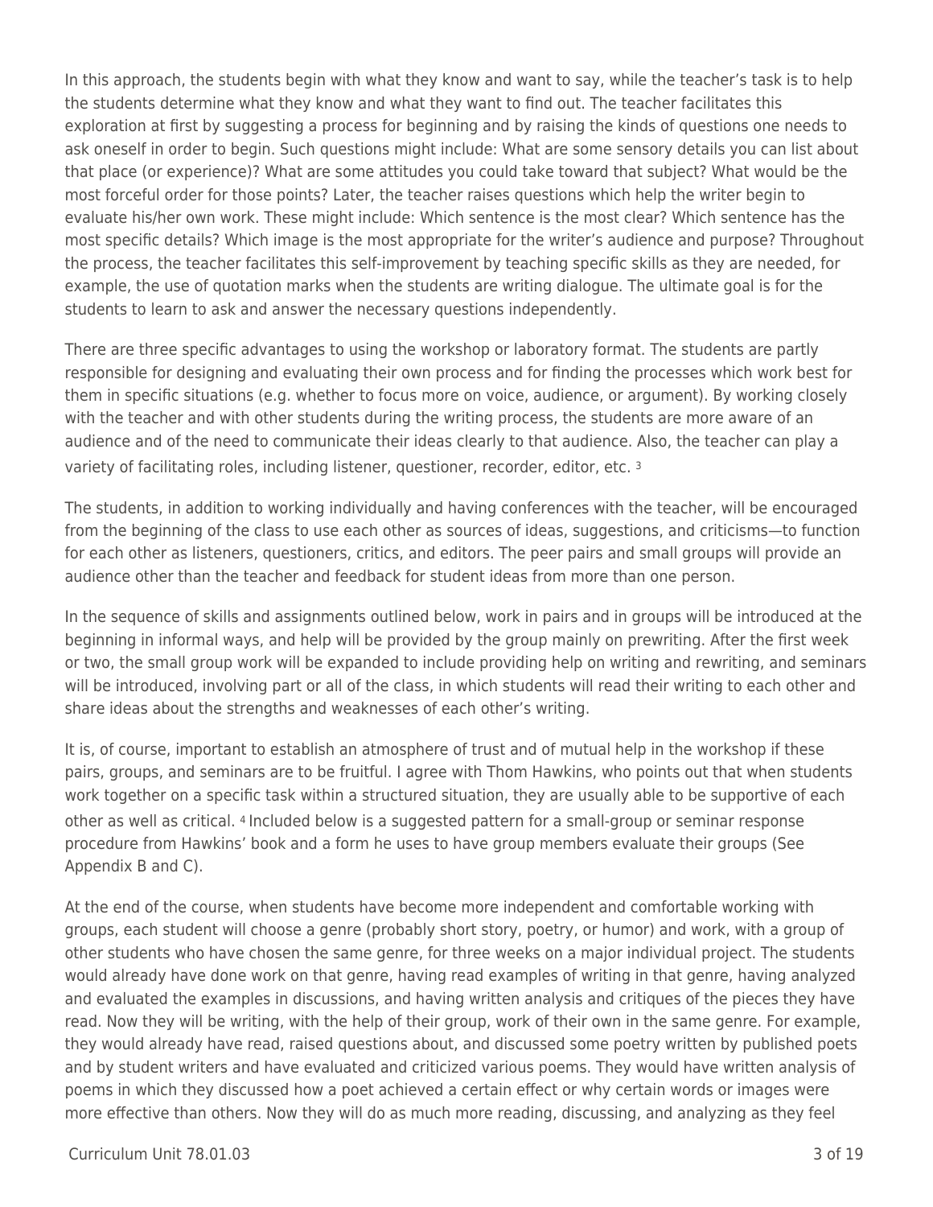In this approach, the students begin with what they know and want to say, while the teacher's task is to help the students determine what they know and what they want to find out. The teacher facilitates this exploration at first by suggesting a process for beginning and by raising the kinds of questions one needs to ask oneself in order to begin. Such questions might include: What are some sensory details you can list about that place (or experience)? What are some attitudes you could take toward that subject? What would be the most forceful order for those points? Later, the teacher raises questions which help the writer begin to evaluate his/her own work. These might include: Which sentence is the most clear? Which sentence has the most specific details? Which image is the most appropriate for the writer's audience and purpose? Throughout the process, the teacher facilitates this self-improvement by teaching specific skills as they are needed, for example, the use of quotation marks when the students are writing dialogue. The ultimate goal is for the students to learn to ask and answer the necessary questions independently.

There are three specific advantages to using the workshop or laboratory format. The students are partly responsible for designing and evaluating their own process and for finding the processes which work best for them in specific situations (e.g. whether to focus more on voice, audience, or argument). By working closely with the teacher and with other students during the writing process, the students are more aware of an audience and of the need to communicate their ideas clearly to that audience. Also, the teacher can play a variety of facilitating roles, including listener, questioner, recorder, editor, etc. [3]

The students, in addition to working individually and having conferences with the teacher, will be encouraged from the beginning of the class to use each other as sources of ideas, suggestions, and criticisms—to function for each other as listeners, questioners, critics, and editors. The peer pairs and small groups will provide an audience other than the teacher and feedback for student ideas from more than one person.

In the sequence of skills and assignments outlined below, work in pairs and in groups will be introduced at the beginning in informal ways, and help will be provided by the group mainly on prewriting. After the first week or two, the small group work will be expanded to include providing help on writing and rewriting, and seminars will be introduced, involving part or all of the class, in which students will read their writing to each other and share ideas about the strengths and weaknesses of each other's writing.

It is, of course, important to establish an atmosphere of trust and of mutual help in the workshop if these pairs, groups, and seminars are to be fruitful. I agree with Thom Hawkins, who points out that when students work together on a specific task within a structured situation, they are usually able to be supportive of each other as well as critical. [4] Included below is a suggested pattern for a small-group or seminar response procedure from Hawkins' book and a form he uses to have group members evaluate their groups (See Appendix B and C).

At the end of the course, when students have become more independent and comfortable working with groups, each student will choose a genre (probably short story, poetry, or humor) and work, with a group of other students who have chosen the same genre, for three weeks on a major individual project. The students would already have done work on that genre, having read examples of writing in that genre, having analyzed and evaluated the examples in discussions, and having written analysis and critiques of the pieces they have read. Now they will be writing, with the help of their group, work of their own in the same genre. For example, they would already have read, raised questions about, and discussed some poetry written by published poets and by student writers and have evaluated and criticized various poems. They would have written analysis of poems in which they discussed how a poet achieved a certain effect or why certain words or images were more effective than others. Now they will do as much more reading, discussing, and analyzing as they feel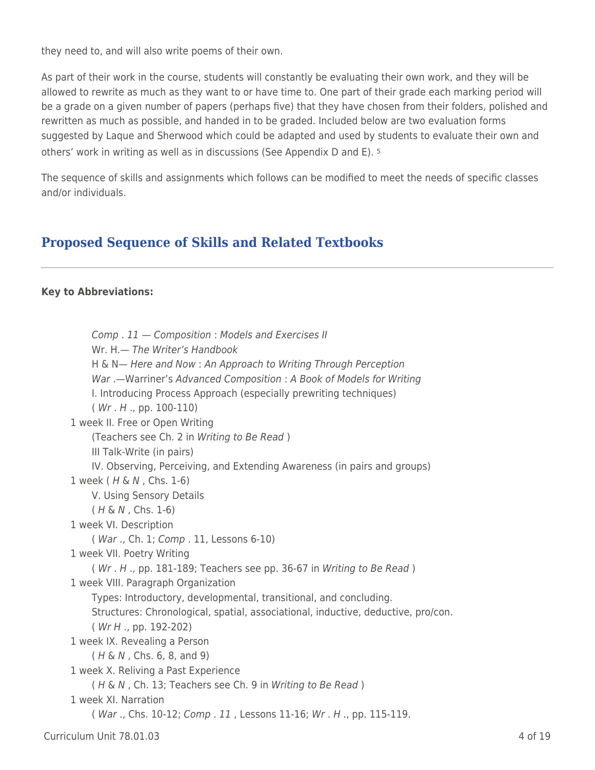they need to, and will also write poems of their own.

As part of their work in the course, students will constantly be evaluating their own work, and they will be allowed to rewrite as much as they want to or have time to. One part of their grade each marking period will be a grade on a given number of papers (perhaps five) that they have chosen from their folders, polished and rewritten as much as possible, and handed in to be graded. Included below are two evaluation forms suggested by Laque and Sherwood which could be adapted and used by students to evaluate their own and others' work in writing as well as in discussions (See Appendix D and E). [5]

The sequence of skills and assignments which follows can be modified to meet the needs of specific classes and/or individuals.

## Proposed Sequence of Skills and Related Textbooks

---

**Key to Abbreviations:**

*Comp . 11 — Composition* : *Models and Exercises II*
Wr. H.— *The Writer's Handbook*
H & N— *Here and Now* : *An Approach to Writing Through Perception*
*War* .—Warriner's *Advanced Composition* : *A Book of Models for Writing*

I. Introducing Process Approach (especially prewriting techniques)
( *Wr* . *H* ., pp. 100-110)

1 week II. Free or Open Writing
(Teachers see Ch. 2 in *Writing to Be Read* )
III Talk-Write (in pairs)
IV. Observing, Perceiving, and Extending Awareness (in pairs and groups)

1 week ( *H* & *N* , Chs. 1-6)
V. Using Sensory Details
( *H* & *N* , Chs. 1-6)

1 week VI. Description
( *War* ., Ch. 1; *Comp* . 11, Lessons 6-10)

1 week VII. Poetry Writing
( *Wr* . *H* ., pp. 181-189; Teachers see pp. 36-67 in *Writing to Be Read* )

1 week VIII. Paragraph Organization
Types: Introductory, developmental, transitional, and concluding.
Structures: Chronological, spatial, associational, inductive, deductive, pro/con.
( *Wr H* ., pp. 192-202)

1 week IX. Revealing a Person
( *H* & *N* , Chs. 6, 8, and 9)

1 week X. Reliving a Past Experience
( *H* & *N* , Ch. 13; Teachers see Ch. 9 in *Writing to Be Read* )

1 week XI. Narration
( *War* ., Chs. 10-12; *Comp* . *11* , Lessons 11-16; *Wr* . *H* ., pp. 115-119.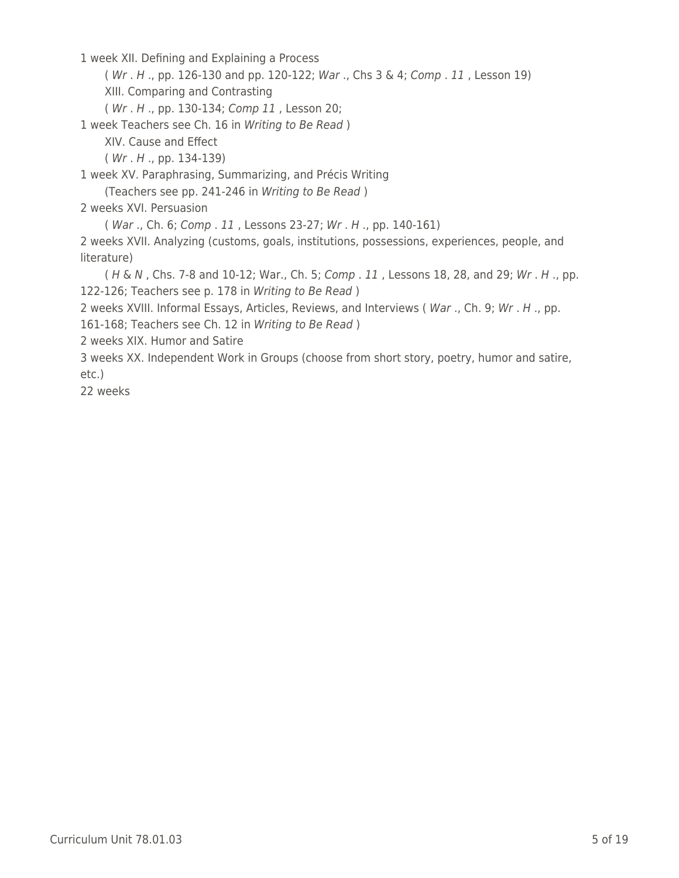1 week XII. Defining and Explaining a Process

( *Wr . H* ., pp. 126-130 and pp. 120-122; *War* ., Chs 3 & 4; *Comp . 11* , Lesson 19)

XIII. Comparing and Contrasting

( *Wr . H* ., pp. 130-134; *Comp 11* , Lesson 20;

1 week Teachers see Ch. 16 in *Writing to Be Read* )

XIV. Cause and Effect

( *Wr . H* ., pp. 134-139)

1 week XV. Paraphrasing, Summarizing, and Précis Writing

(Teachers see pp. 241-246 in *Writing to Be Read* )

2 weeks XVI. Persuasion

( *War* ., Ch. 6; *Comp . 11* , Lessons 23-27; *Wr . H* ., pp. 140-161)

2 weeks XVII. Analyzing (customs, goals, institutions, possessions, experiences, people, and literature)

( *H* & *N* , Chs. 7-8 and 10-12; War., Ch. 5; *Comp . 11* , Lessons 18, 28, and 29; *Wr . H* ., pp. 122-126; Teachers see p. 178 in *Writing to Be Read* )

2 weeks XVIII. Informal Essays, Articles, Reviews, and Interviews ( *War* ., Ch. 9; *Wr . H* ., pp. 161-168; Teachers see Ch. 12 in *Writing to Be Read* )

2 weeks XIX. Humor and Satire

3 weeks XX. Independent Work in Groups (choose from short story, poetry, humor and satire, etc.)

22 weeks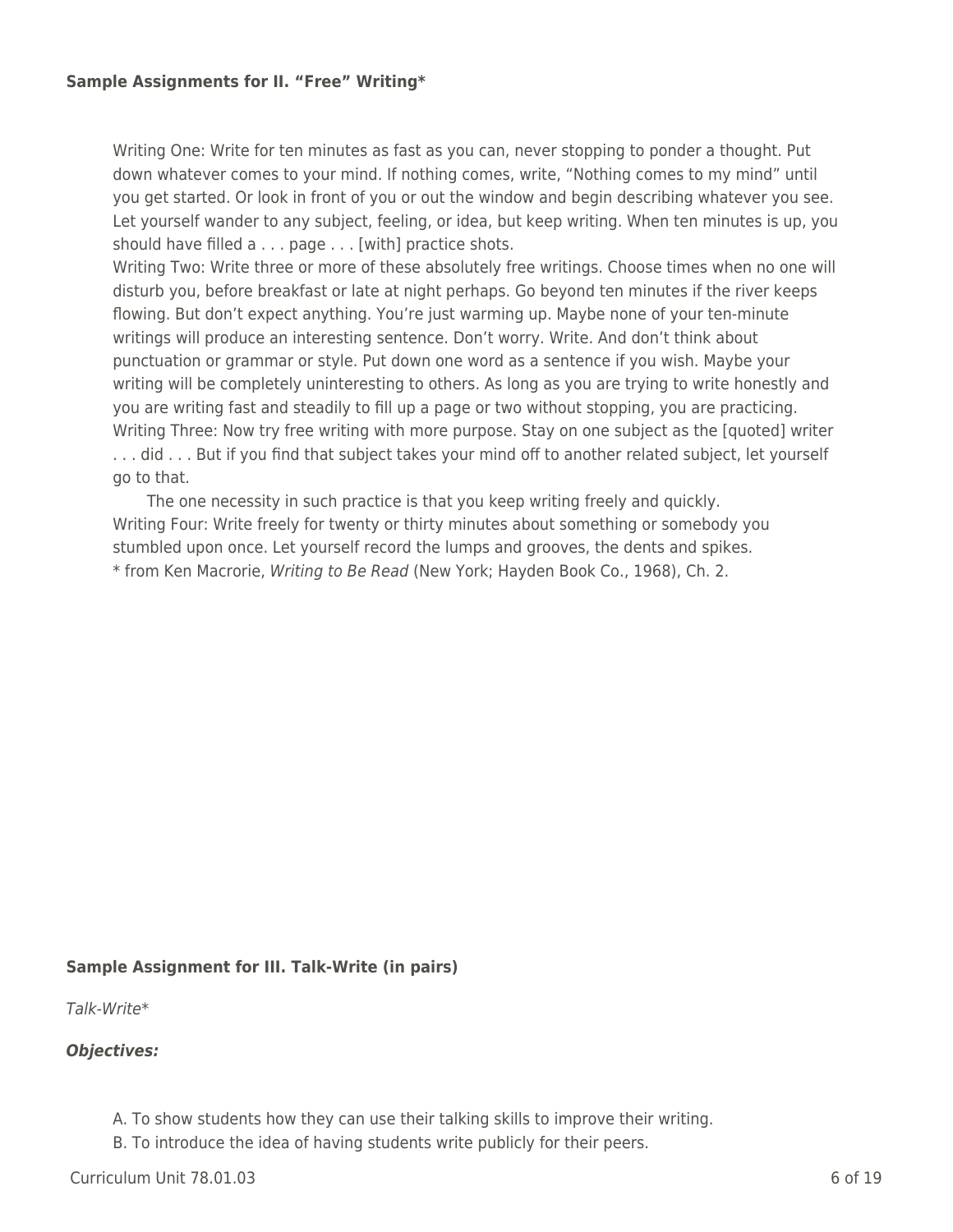**Sample Assignments for II. "Free" Writing***

Writing One: Write for ten minutes as fast as you can, never stopping to ponder a thought. Put down whatever comes to your mind. If nothing comes, write, "Nothing comes to my mind" until you get started. Or look in front of you or out the window and begin describing whatever you see. Let yourself wander to any subject, feeling, or idea, but keep writing. When ten minutes is up, you should have filled a . . . page . . . [with] practice shots.

Writing Two: Write three or more of these absolutely free writings. Choose times when no one will disturb you, before breakfast or late at night perhaps. Go beyond ten minutes if the river keeps flowing. But don't expect anything. You're just warming up. Maybe none of your ten-minute writings will produce an interesting sentence. Don't worry. Write. And don't think about punctuation or grammar or style. Put down one word as a sentence if you wish. Maybe your writing will be completely uninteresting to others. As long as you are trying to write honestly and you are writing fast and steadily to fill up a page or two without stopping, you are practicing.

Writing Three: Now try free writing with more purpose. Stay on one subject as the [quoted] writer . . . did . . . But if you find that subject takes your mind off to another related subject, let yourself go to that.

The one necessity in such practice is that you keep writing freely and quickly.

Writing Four: Write freely for twenty or thirty minutes about something or somebody you stumbled upon once. Let yourself record the lumps and grooves, the dents and spikes.

* from Ken Macrorie, *Writing to Be Read* (New York; Hayden Book Co., 1968), Ch. 2.

**Sample Assignment for III. Talk-Write (in pairs)**

*Talk-Write**

***Objectives:***

A. To show students how they can use their talking skills to improve their writing.

B. To introduce the idea of having students write publicly for their peers.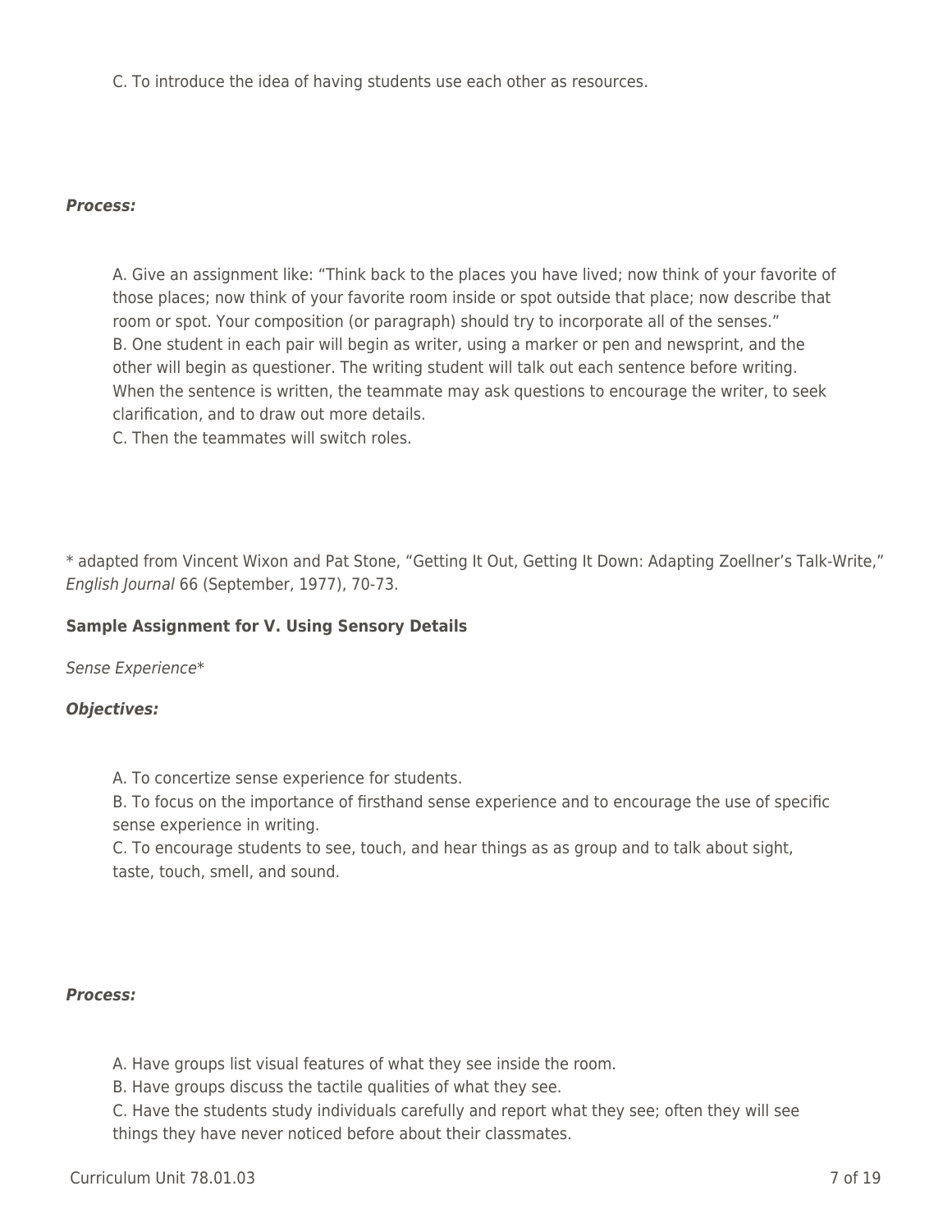C. To introduce the idea of having students use each other as resources.

***Process:***

A. Give an assignment like: “Think back to the places you have lived; now think of your favorite of those places; now think of your favorite room inside or spot outside that place; now describe that room or spot. Your composition (or paragraph) should try to incorporate all of the senses.”
B. One student in each pair will begin as writer, using a marker or pen and newsprint, and the other will begin as questioner. The writing student will talk out each sentence before writing. When the sentence is written, the teammate may ask questions to encourage the writer, to seek clarification, and to draw out more details.
C. Then the teammates will switch roles.

* adapted from Vincent Wixon and Pat Stone, “Getting It Out, Getting It Down: Adapting Zoellner’s Talk-Write,” *English Journal* 66 (September, 1977), 70-73.

**Sample Assignment for V. Using Sensory Details**

*Sense Experience**

***Objectives:***

A. To concertize sense experience for students.
B. To focus on the importance of firsthand sense experience and to encourage the use of specific sense experience in writing.
C. To encourage students to see, touch, and hear things as as group and to talk about sight, taste, touch, smell, and sound.

***Process:***

A. Have groups list visual features of what they see inside the room.
B. Have groups discuss the tactile qualities of what they see.
C. Have the students study individuals carefully and report what they see; often they will see things they have never noticed before about their classmates.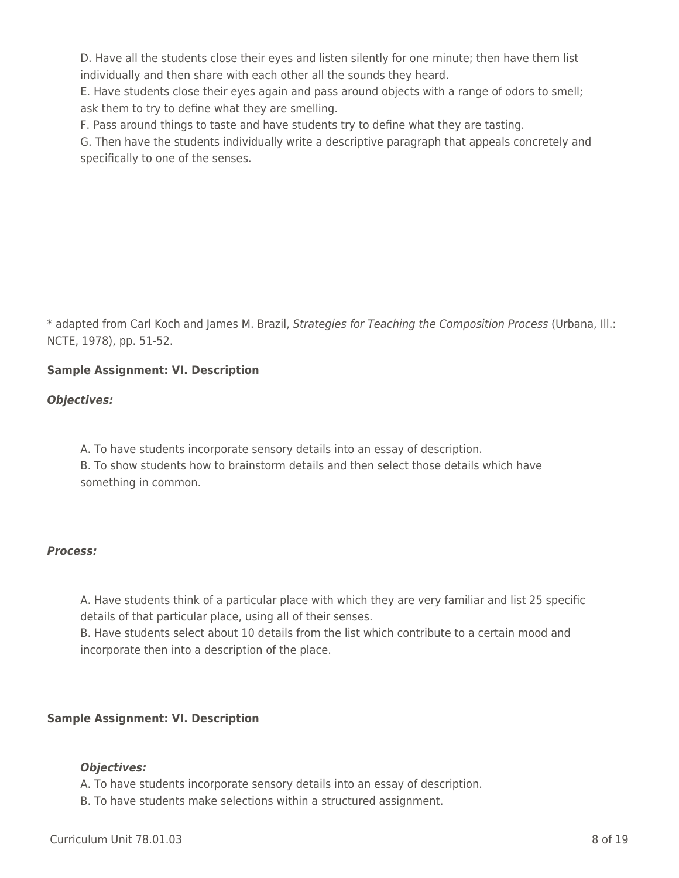D. Have all the students close their eyes and listen silently for one minute; then have them list individually and then share with each other all the sounds they heard.
E. Have students close their eyes again and pass around objects with a range of odors to smell; ask them to try to define what they are smelling.
F. Pass around things to taste and have students try to define what they are tasting.
G. Then have the students individually write a descriptive paragraph that appeals concretely and specifically to one of the senses.

* adapted from Carl Koch and James M. Brazil, *Strategies for Teaching the Composition Process* (Urbana, Ill.: NCTE, 1978), pp. 51-52.

**Sample Assignment: VI. Description**

***Objectives:***

A. To have students incorporate sensory details into an essay of description.
B. To show students how to brainstorm details and then select those details which have something in common.

***Process:***

A. Have students think of a particular place with which they are very familiar and list 25 specific details of that particular place, using all of their senses.
B. Have students select about 10 details from the list which contribute to a certain mood and incorporate then into a description of the place.

**Sample Assignment: VI. Description**

***Objectives:***

A. To have students incorporate sensory details into an essay of description.
B. To have students make selections within a structured assignment.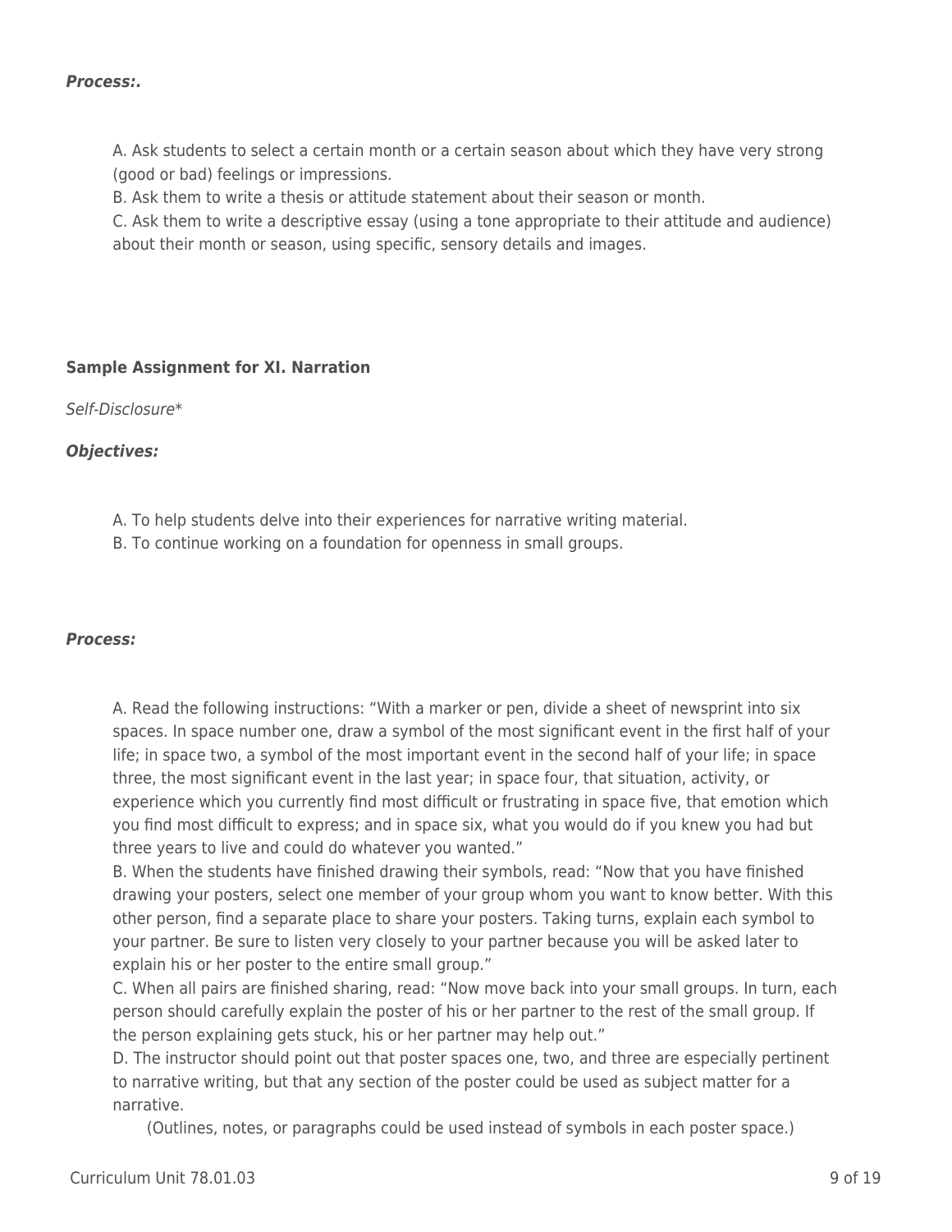***Process:.***

A. Ask students to select a certain month or a certain season about which they have very strong (good or bad) feelings or impressions.
B. Ask them to write a thesis or attitude statement about their season or month.
C. Ask them to write a descriptive essay (using a tone appropriate to their attitude and audience) about their month or season, using specific, sensory details and images.

**Sample Assignment for XI. Narration**

*Self-Disclosure**

***Objectives:***

A. To help students delve into their experiences for narrative writing material.
B. To continue working on a foundation for openness in small groups.

***Process:***

A. Read the following instructions: "With a marker or pen, divide a sheet of newsprint into six spaces. In space number one, draw a symbol of the most significant event in the first half of your life; in space two, a symbol of the most important event in the second half of your life; in space three, the most significant event in the last year; in space four, that situation, activity, or experience which you currently find most difficult or frustrating in space five, that emotion which you find most difficult to express; and in space six, what you would do if you knew you had but three years to live and could do whatever you wanted."
B. When the students have finished drawing their symbols, read: "Now that you have finished drawing your posters, select one member of your group whom you want to know better. With this other person, find a separate place to share your posters. Taking turns, explain each symbol to your partner. Be sure to listen very closely to your partner because you will be asked later to explain his or her poster to the entire small group."
C. When all pairs are finished sharing, read: "Now move back into your small groups. In turn, each person should carefully explain the poster of his or her partner to the rest of the small group. If the person explaining gets stuck, his or her partner may help out."
D. The instructor should point out that poster spaces one, two, and three are especially pertinent to narrative writing, but that any section of the poster could be used as subject matter for a narrative.

(Outlines, notes, or paragraphs could be used instead of symbols in each poster space.)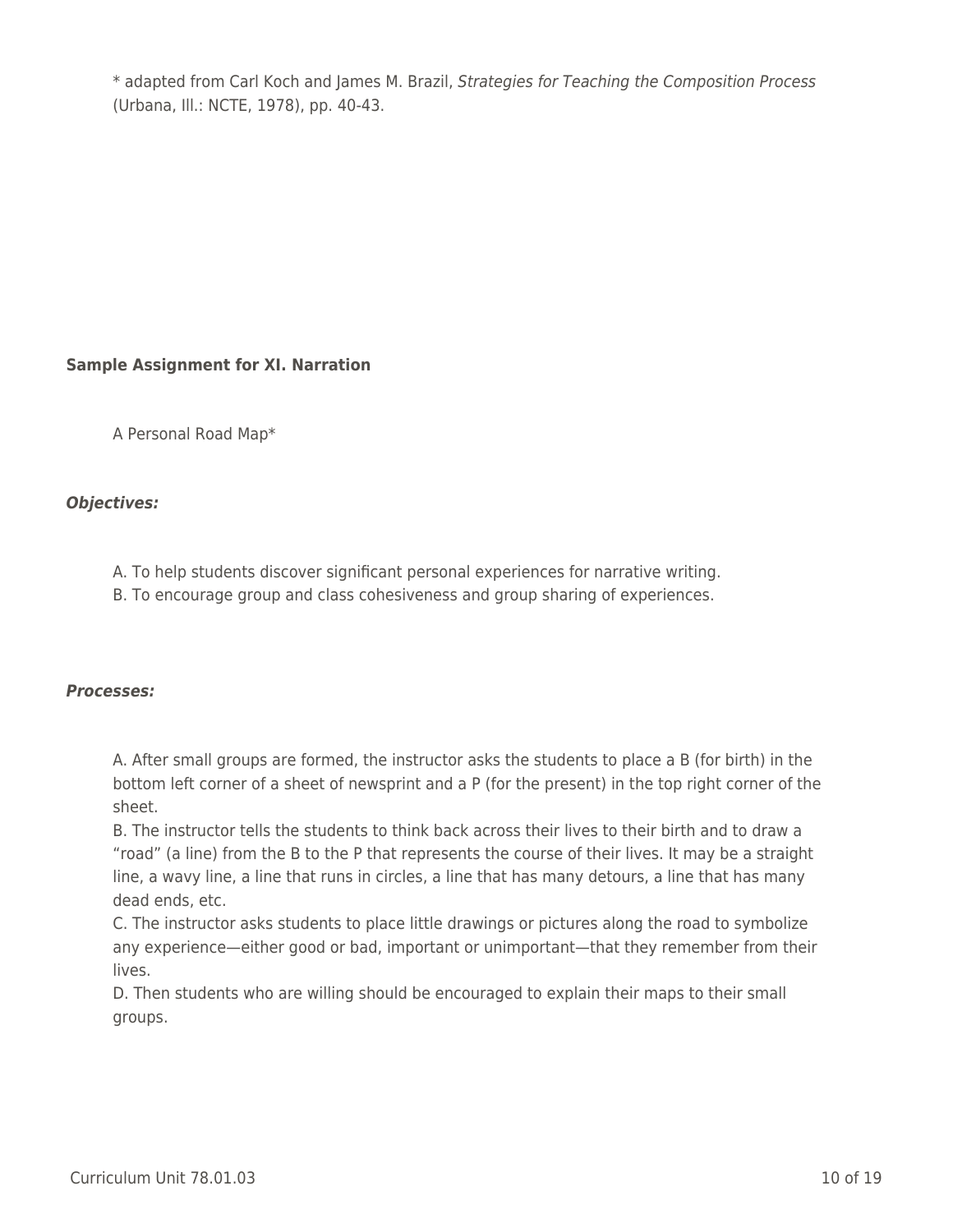* adapted from Carl Koch and James M. Brazil, *Strategies for Teaching the Composition Process* (Urbana, Ill.: NCTE, 1978), pp. 40-43.

**Sample Assignment for XI. Narration**

A Personal Road Map*

***Objectives:***

A. To help students discover significant personal experiences for narrative writing.
B. To encourage group and class cohesiveness and group sharing of experiences.

***Processes:***

A. After small groups are formed, the instructor asks the students to place a B (for birth) in the bottom left corner of a sheet of newsprint and a P (for the present) in the top right corner of the sheet.
B. The instructor tells the students to think back across their lives to their birth and to draw a "road" (a line) from the B to the P that represents the course of their lives. It may be a straight line, a wavy line, a line that runs in circles, a line that has many detours, a line that has many dead ends, etc.
C. The instructor asks students to place little drawings or pictures along the road to symbolize any experience—either good or bad, important or unimportant—that they remember from their lives.
D. Then students who are willing should be encouraged to explain their maps to their small groups.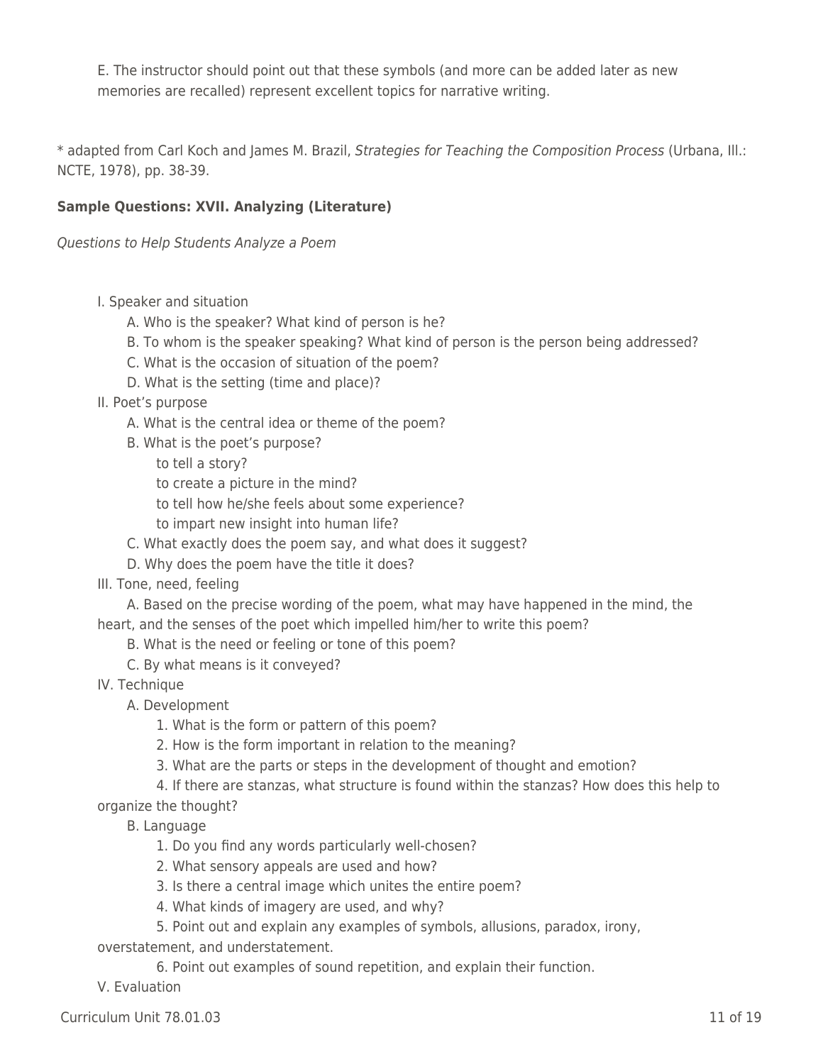E. The instructor should point out that these symbols (and more can be added later as new memories are recalled) represent excellent topics for narrative writing.

* adapted from Carl Koch and James M. Brazil, *Strategies for Teaching the Composition Process* (Urbana, Ill.: NCTE, 1978), pp. 38-39.

**Sample Questions: XVII. Analyzing (Literature)**

*Questions to Help Students Analyze a Poem*

I. Speaker and situation

- A. Who is the speaker? What kind of person is he?
- B. To whom is the speaker speaking? What kind of person is the person being addressed?
- C. What is the occasion of situation of the poem?
- D. What is the setting (time and place)?

II. Poet's purpose

- A. What is the central idea or theme of the poem?
- B. What is the poet's purpose?
  - to tell a story?
  - to create a picture in the mind?
  - to tell how he/she feels about some experience?
  - to impart new insight into human life?
- C. What exactly does the poem say, and what does it suggest?
- D. Why does the poem have the title it does?

III. Tone, need, feeling

- A. Based on the precise wording of the poem, what may have happened in the mind, the heart, and the senses of the poet which impelled him/her to write this poem?
- B. What is the need or feeling or tone of this poem?
- C. By what means is it conveyed?

IV. Technique

- A. Development
  1. What is the form or pattern of this poem?
  2. How is the form important in relation to the meaning?
  3. What are the parts or steps in the development of thought and emotion?
  4. If there are stanzas, what structure is found within the stanzas? How does this help to organize the thought?
- B. Language
  1. Do you find any words particularly well-chosen?
  2. What sensory appeals are used and how?
  3. Is there a central image which unites the entire poem?
  4. What kinds of imagery are used, and why?
  5. Point out and explain any examples of symbols, allusions, paradox, irony, overstatement, and understatement.
  6. Point out examples of sound repetition, and explain their function.

V. Evaluation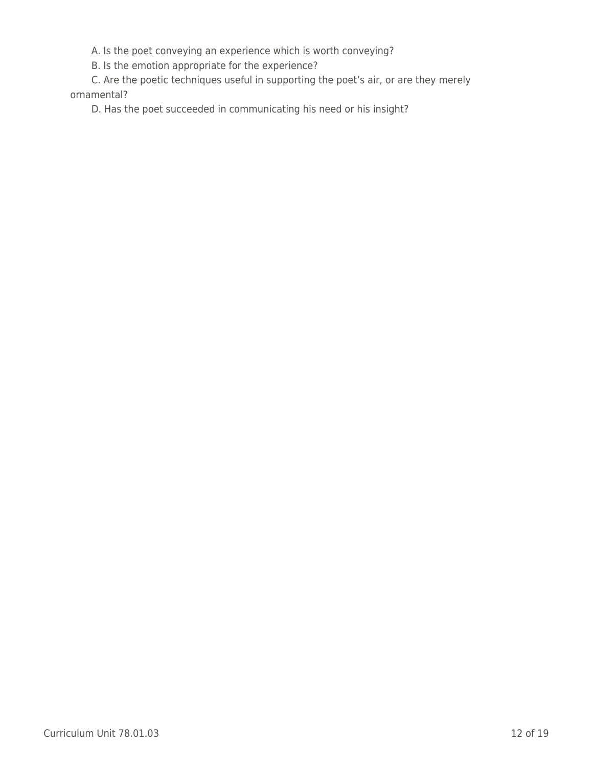A. Is the poet conveying an experience which is worth conveying?

B. Is the emotion appropriate for the experience?

C. Are the poetic techniques useful in supporting the poet's air, or are they merely ornamental?

D. Has the poet succeeded in communicating his need or his insight?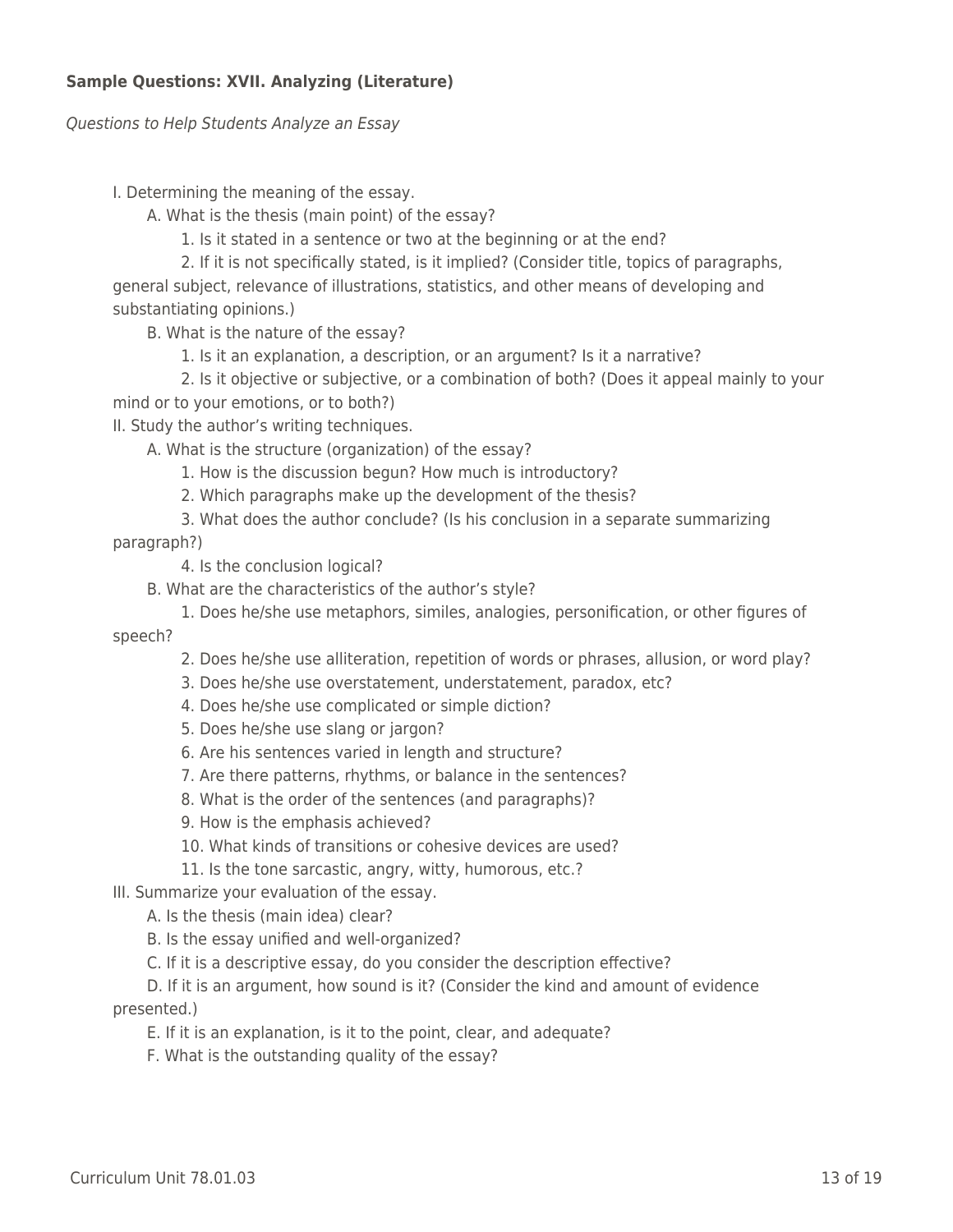**Sample Questions: XVII. Analyzing (Literature)**

*Questions to Help Students Analyze an Essay*

- I. Determining the meaning of the essay.
  - A. What is the thesis (main point) of the essay?
    - 1. Is it stated in a sentence or two at the beginning or at the end?
    - 2. If it is not specifically stated, is it implied? (Consider title, topics of paragraphs, general subject, relevance of illustrations, statistics, and other means of developing and substantiating opinions.)
  - B. What is the nature of the essay?
    - 1. Is it an explanation, a description, or an argument? Is it a narrative?
    - 2. Is it objective or subjective, or a combination of both? (Does it appeal mainly to your mind or to your emotions, or to both?)
- II. Study the author's writing techniques.
  - A. What is the structure (organization) of the essay?
    - 1. How is the discussion begun? How much is introductory?
    - 2. Which paragraphs make up the development of the thesis?
    - 3. What does the author conclude? (Is his conclusion in a separate summarizing paragraph?)
    - 4. Is the conclusion logical?
  - B. What are the characteristics of the author's style?
    - 1. Does he/she use metaphors, similes, analogies, personification, or other figures of speech?
    - 2. Does he/she use alliteration, repetition of words or phrases, allusion, or word play?
    - 3. Does he/she use overstatement, understatement, paradox, etc?
    - 4. Does he/she use complicated or simple diction?
    - 5. Does he/she use slang or jargon?
    - 6. Are his sentences varied in length and structure?
    - 7. Are there patterns, rhythms, or balance in the sentences?
    - 8. What is the order of the sentences (and paragraphs)?
    - 9. How is the emphasis achieved?
    - 10. What kinds of transitions or cohesive devices are used?
    - 11. Is the tone sarcastic, angry, witty, humorous, etc.?
- III. Summarize your evaluation of the essay.
  - A. Is the thesis (main idea) clear?
  - B. Is the essay unified and well-organized?
  - C. If it is a descriptive essay, do you consider the description effective?
  - D. If it is an argument, how sound is it? (Consider the kind and amount of evidence presented.)
  - E. If it is an explanation, is it to the point, clear, and adequate?
  - F. What is the outstanding quality of the essay?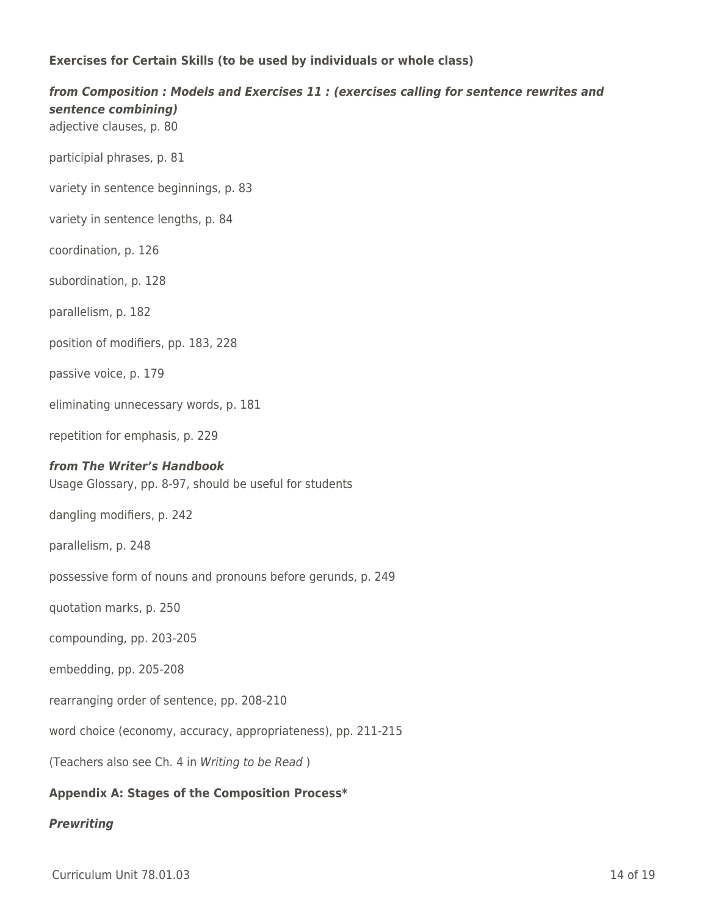**Exercises for Certain Skills (to be used by individuals or whole class)**

***from Composition : Models and Exercises 11 : (exercises calling for sentence rewrites and sentence combining)***

adjective clauses, p. 80

participial phrases, p. 81

variety in sentence beginnings, p. 83

variety in sentence lengths, p. 84

coordination, p. 126

subordination, p. 128

parallelism, p. 182

position of modifiers, pp. 183, 228

passive voice, p. 179

eliminating unnecessary words, p. 181

repetition for emphasis, p. 229

***from The Writer's Handbook***

Usage Glossary, pp. 8-97, should be useful for students

dangling modifiers, p. 242

parallelism, p. 248

possessive form of nouns and pronouns before gerunds, p. 249

quotation marks, p. 250

compounding, pp. 203-205

embedding, pp. 205-208

rearranging order of sentence, pp. 208-210

word choice (economy, accuracy, appropriateness), pp. 211-215

(Teachers also see Ch. 4 in *Writing to be Read* )

**Appendix A: Stages of the Composition Process***

***Prewriting***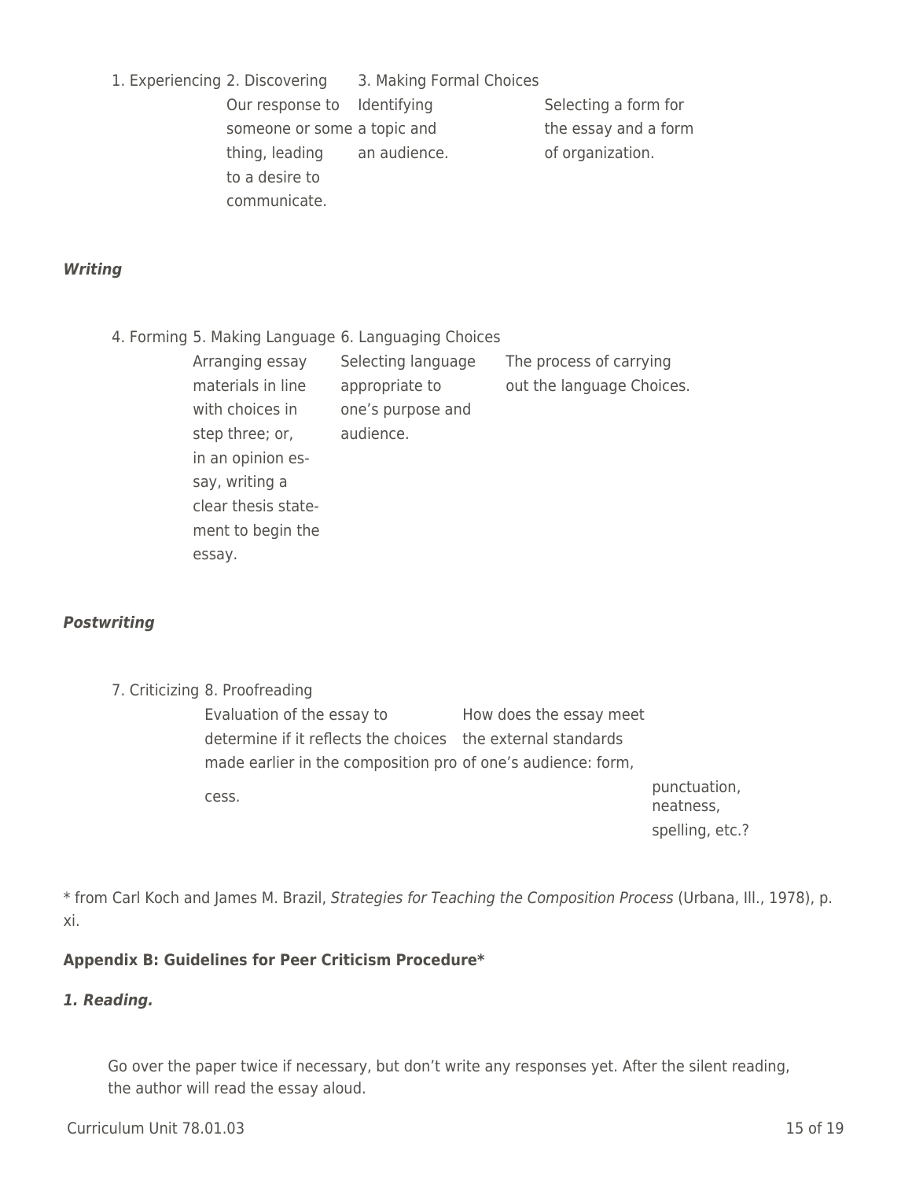1. Experiencing 2. Discovering 3. Making Formal Choices

| 1. Experiencing | 2. Discovering | 3. Making Formal Choices |
|---|---|---|
| Our response to someone or some thing, leading to a desire to communicate. | Identifying a topic and an audience. | Selecting a form for the essay and a form of organization. |

***Writing***

| 4. Forming | 5. Making Language | 6. Languaging Choices |
|---|---|---|
| Arranging essay materials in line with choices in step three; or, in an opinion essay, writing a clear thesis statement to begin the essay. | Selecting language appropriate to one's purpose and audience. | The process of carrying out the language Choices. |

***Postwriting***

| 7. Criticizing | 8. Proofreading |
|---|---|
| Evaluation of the essay to determine if it reflects the choices made earlier in the composition process. | How does the essay meet the external standards of one's audience: form, punctuation, neatness, spelling, etc.? |

\* from Carl Koch and James M. Brazil, *Strategies for Teaching the Composition Process* (Urbana, Ill., 1978), p. xi.

**Appendix B: Guidelines for Peer Criticism Procedure***

***1. Reading.***

Go over the paper twice if necessary, but don't write any responses yet. After the silent reading, the author will read the essay aloud.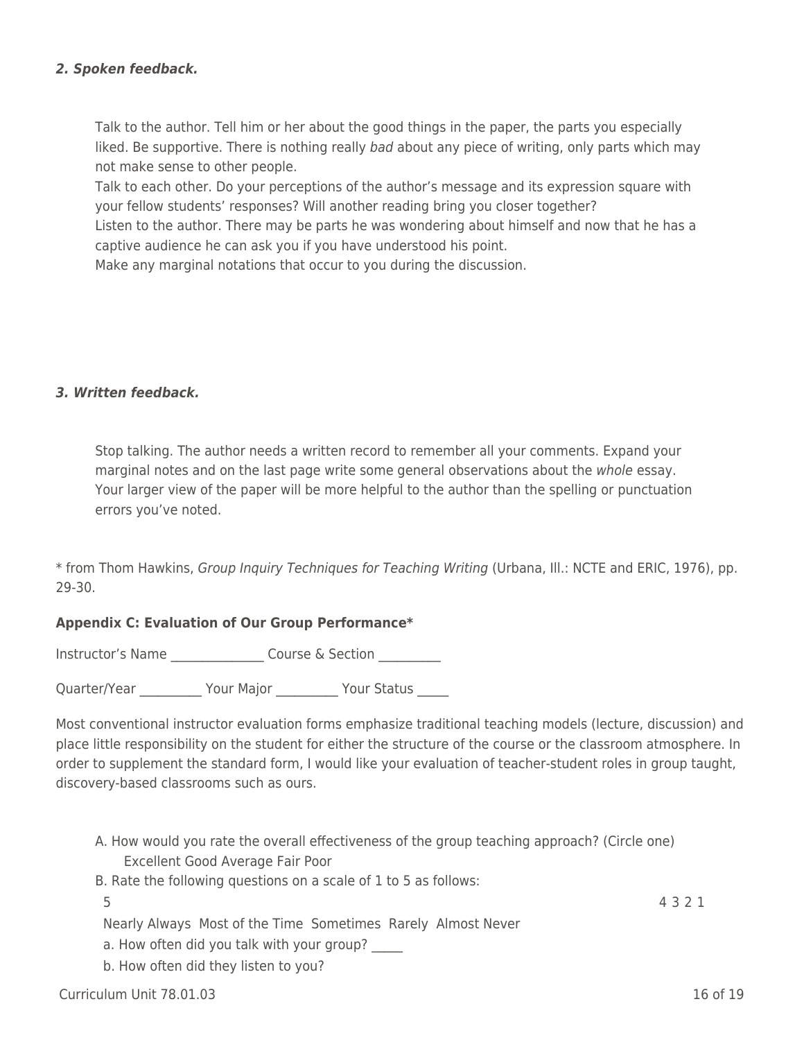***2. Spoken feedback.***

> Talk to the author. Tell him or her about the good things in the paper, the parts you especially liked. Be supportive. There is nothing really *bad* about any piece of writing, only parts which may not make sense to other people.
> Talk to each other. Do your perceptions of the author's message and its expression square with your fellow students' responses? Will another reading bring you closer together?
> Listen to the author. There may be parts he was wondering about himself and now that he has a captive audience he can ask you if you have understood his point.
> Make any marginal notations that occur to you during the discussion.

***3. Written feedback.***

> Stop talking. The author needs a written record to remember all your comments. Expand your marginal notes and on the last page write some general observations about the *whole* essay. Your larger view of the paper will be more helpful to the author than the spelling or punctuation errors you've noted.

* from Thom Hawkins, *Group Inquiry Techniques for Teaching Writing* (Urbana, Ill.: NCTE and ERIC, 1976), pp. 29-30.

**Appendix C: Evaluation of Our Group Performance***

Instructor's Name _______________ Course & Section __________

Quarter/Year __________ Your Major __________ Your Status _____

Most conventional instructor evaluation forms emphasize traditional teaching models (lecture, discussion) and place little responsibility on the student for either the structure of the course or the classroom atmosphere. In order to supplement the standard form, I would like your evaluation of teacher-student roles in group taught, discovery-based classrooms such as ours.

A. How would you rate the overall effectiveness of the group teaching approach? (Circle one)
   Excellent Good Average Fair Poor
B. Rate the following questions on a scale of 1 to 5 as follows:
   5 4 3 2 1
   Nearly Always Most of the Time Sometimes Rarely Almost Never
   a. How often did you talk with your group? _____
   b. How often did they listen to you?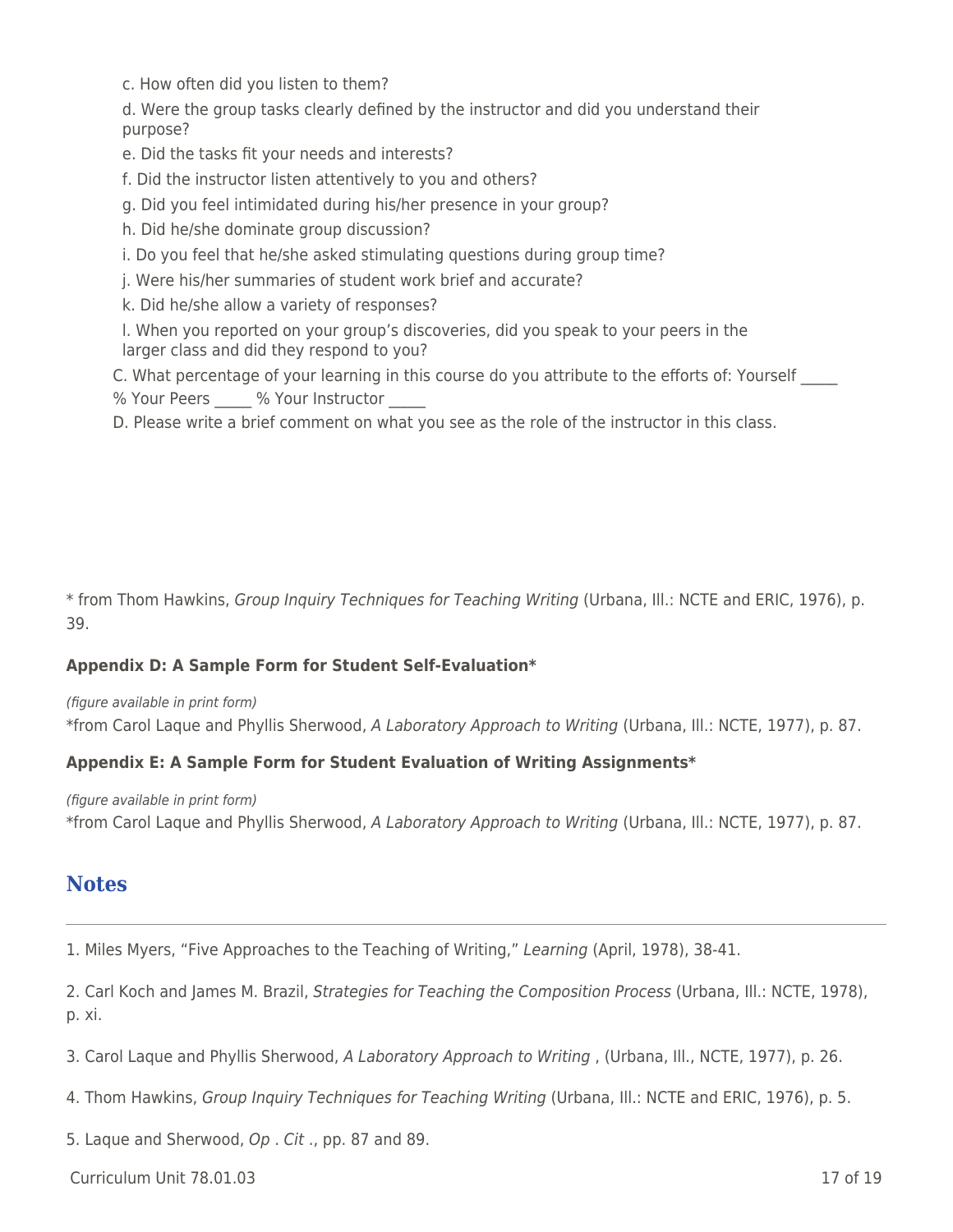c. How often did you listen to them?

d. Were the group tasks clearly defined by the instructor and did you understand their purpose?

e. Did the tasks fit your needs and interests?

f. Did the instructor listen attentively to you and others?

g. Did you feel intimidated during his/her presence in your group?

h. Did he/she dominate group discussion?

i. Do you feel that he/she asked stimulating questions during group time?

j. Were his/her summaries of student work brief and accurate?

k. Did he/she allow a variety of responses?

l. When you reported on your group's discoveries, did you speak to your peers in the larger class and did they respond to you?

C. What percentage of your learning in this course do you attribute to the efforts of: Yourself _____ % Your Peers _____ % Your Instructor _____

D. Please write a brief comment on what you see as the role of the instructor in this class.

* from Thom Hawkins, *Group Inquiry Techniques for Teaching Writing* (Urbana, Ill.: NCTE and ERIC, 1976), p. 39.

**Appendix D: A Sample Form for Student Self-Evaluation***

*(figure available in print form)*

*from Carol Laque and Phyllis Sherwood, *A Laboratory Approach to Writing* (Urbana, Ill.: NCTE, 1977), p. 87.

**Appendix E: A Sample Form for Student Evaluation of Writing Assignments***

*(figure available in print form)*

*from Carol Laque and Phyllis Sherwood, *A Laboratory Approach to Writing* (Urbana, Ill.: NCTE, 1977), p. 87.

## Notes

1. Miles Myers, "Five Approaches to the Teaching of Writing," *Learning* (April, 1978), 38-41.

2. Carl Koch and James M. Brazil, *Strategies for Teaching the Composition Process* (Urbana, Ill.: NCTE, 1978), p. xi.

3. Carol Laque and Phyllis Sherwood, *A Laboratory Approach to Writing* , (Urbana, Ill., NCTE, 1977), p. 26.

4. Thom Hawkins, *Group Inquiry Techniques for Teaching Writing* (Urbana, Ill.: NCTE and ERIC, 1976), p. 5.

5. Laque and Sherwood, *Op . Cit* ., pp. 87 and 89.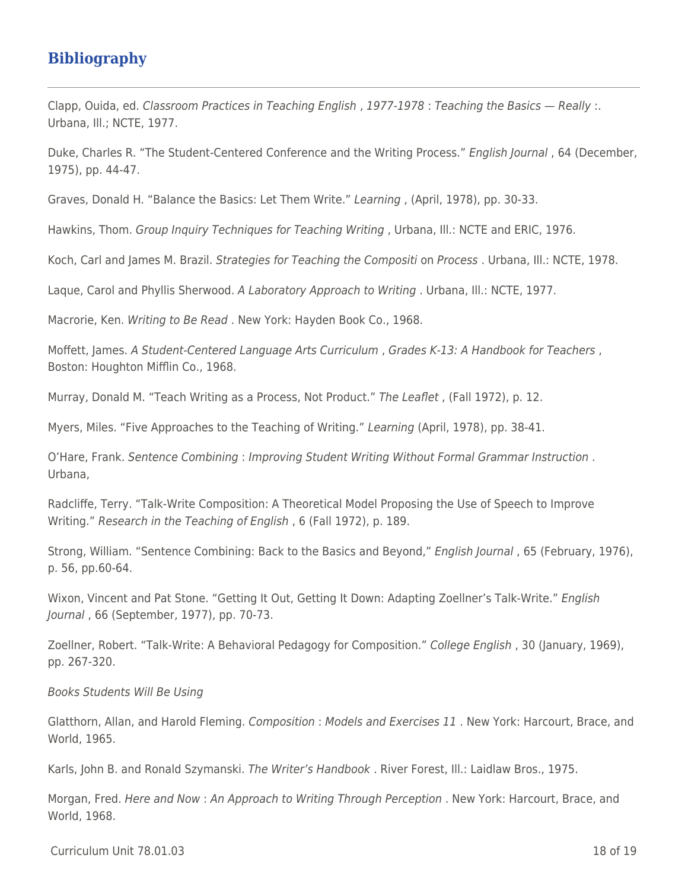## Bibliography

Clapp, Ouida, ed. *Classroom Practices in Teaching English* , *1977-1978* : *Teaching the Basics — Really* :. Urbana, Ill.; NCTE, 1977.

Duke, Charles R. "The Student-Centered Conference and the Writing Process." *English Journal* , 64 (December, 1975), pp. 44-47.

Graves, Donald H. "Balance the Basics: Let Them Write." *Learning* , (April, 1978), pp. 30-33.

Hawkins, Thom. *Group Inquiry Techniques for Teaching Writing* , Urbana, Ill.: NCTE and ERIC, 1976.

Koch, Carl and James M. Brazil. *Strategies for Teaching the Compositi* on *Process* . Urbana, Ill.: NCTE, 1978.

Laque, Carol and Phyllis Sherwood. *A Laboratory Approach to Writing* . Urbana, Ill.: NCTE, 1977.

Macrorie, Ken. *Writing to Be Read* . New York: Hayden Book Co., 1968.

Moffett, James. *A Student-Centered Language Arts Curriculum* , *Grades K-13: A Handbook for Teachers* , Boston: Houghton Mifflin Co., 1968.

Murray, Donald M. "Teach Writing as a Process, Not Product." *The Leaflet* , (Fall 1972), p. 12.

Myers, Miles. "Five Approaches to the Teaching of Writing." *Learning* (April, 1978), pp. 38-41.

O'Hare, Frank. *Sentence Combining* : *Improving Student Writing Without Formal Grammar Instruction* . Urbana,

Radcliffe, Terry. "Talk-Write Composition: A Theoretical Model Proposing the Use of Speech to Improve Writing." *Research in the Teaching of English* , 6 (Fall 1972), p. 189.

Strong, William. "Sentence Combining: Back to the Basics and Beyond," *English Journal* , 65 (February, 1976), p. 56, pp.60-64.

Wixon, Vincent and Pat Stone. "Getting It Out, Getting It Down: Adapting Zoellner's Talk-Write." *English Journal* , 66 (September, 1977), pp. 70-73.

Zoellner, Robert. "Talk-Write: A Behavioral Pedagogy for Composition." *College English* , 30 (January, 1969), pp. 267-320.

*Books Students Will Be Using*

Glatthorn, Allan, and Harold Fleming. *Composition* : *Models and Exercises 11* . New York: Harcourt, Brace, and World, 1965.

Karls, John B. and Ronald Szymanski. *The Writer's Handbook* . River Forest, Ill.: Laidlaw Bros., 1975.

Morgan, Fred. *Here and Now* : *An Approach to Writing Through Perception* . New York: Harcourt, Brace, and World, 1968.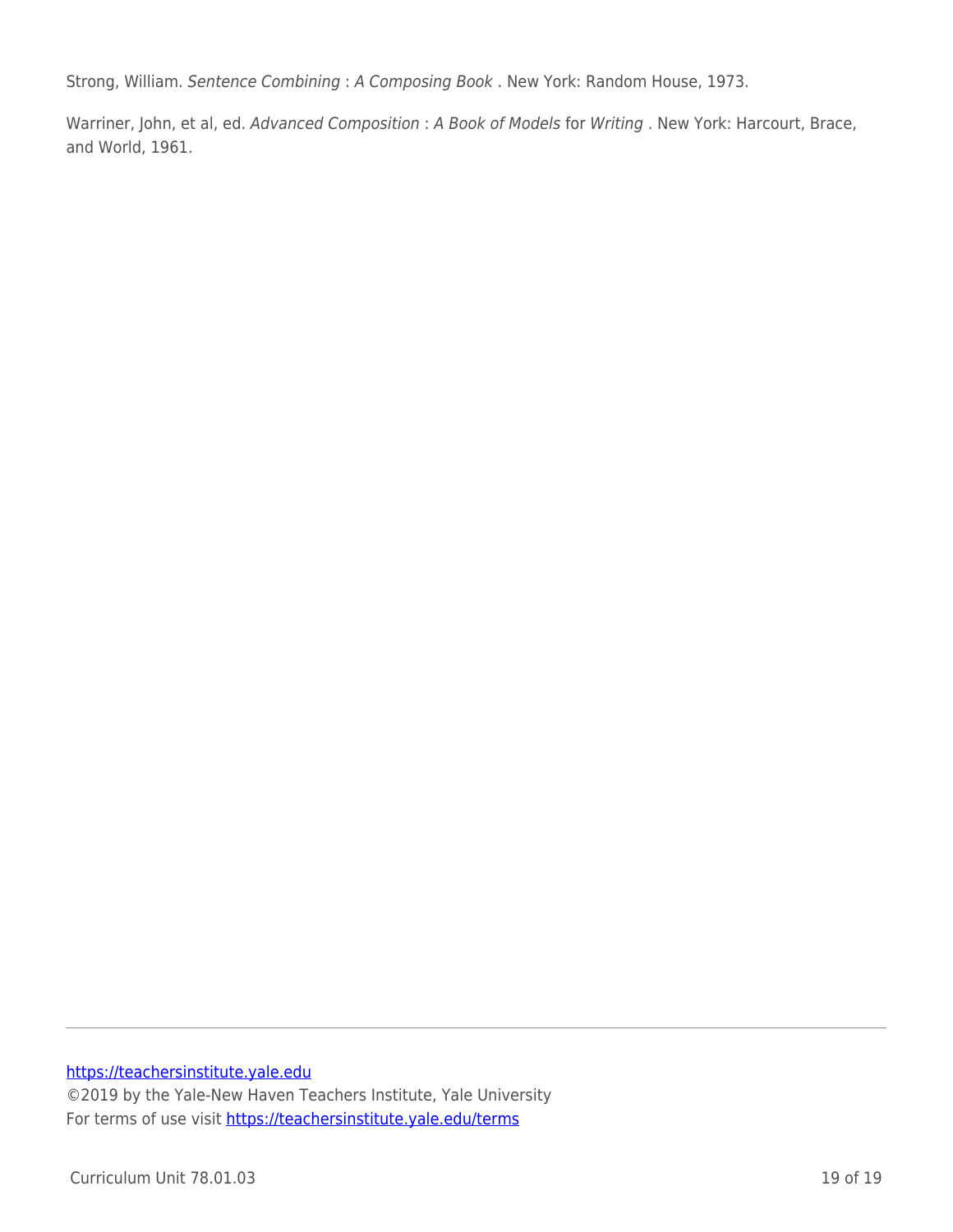Strong, William. *Sentence Combining* : *A Composing Book* . New York: Random House, 1973.

Warriner, John, et al, ed. *Advanced Composition* : *A Book of Models* for *Writing* . New York: Harcourt, Brace, and World, 1961.

https://teachersinstitute.yale.edu
©2019 by the Yale-New Haven Teachers Institute, Yale University
For terms of use visit https://teachersinstitute.yale.edu/terms